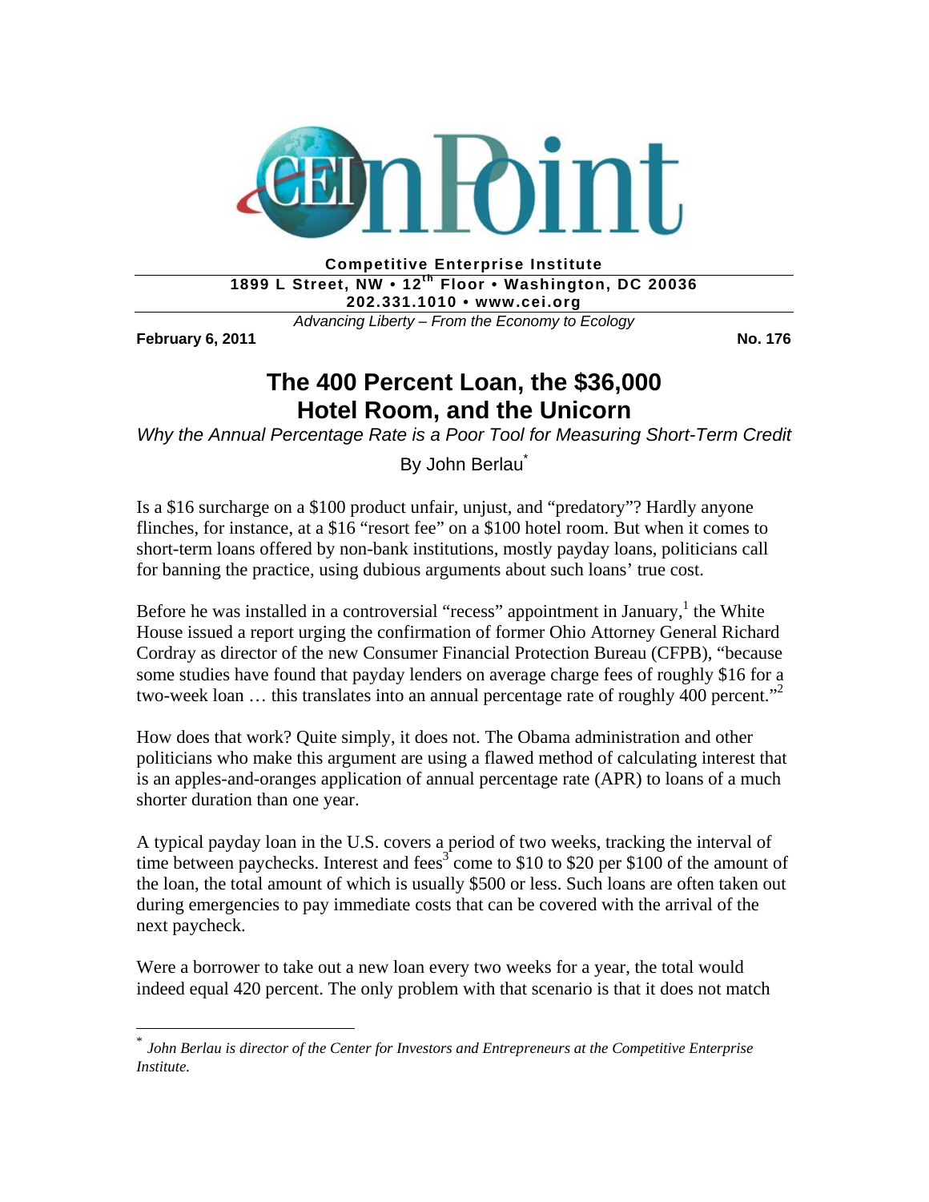**Competitive Enterprise Institute**
**1899 L Street, NW • 12th Floor • Washington, DC 20036**
**202.331.1010 • www.cei.org**
*Advancing Liberty – From the Economy to Ecology*

**February 6, 2011** **No. 176**

# The 400 Percent Loan, the $36,000 Hotel Room, and the Unicorn

*Why the Annual Percentage Rate is a Poor Tool for Measuring Short-Term Credit*

By John Berlau*

Is a $16 surcharge on a $100 product unfair, unjust, and "predatory"? Hardly anyone flinches, for instance, at a $16 "resort fee" on a $100 hotel room. But when it comes to short-term loans offered by non-bank institutions, mostly payday loans, politicians call for banning the practice, using dubious arguments about such loans' true cost.

Before he was installed in a controversial "recess" appointment in January,[1] the White House issued a report urging the confirmation of former Ohio Attorney General Richard Cordray as director of the new Consumer Financial Protection Bureau (CFPB), "because some studies have found that payday lenders on average charge fees of roughly $16 for a two-week loan … this translates into an annual percentage rate of roughly 400 percent."[2]

How does that work? Quite simply, it does not. The Obama administration and other politicians who make this argument are using a flawed method of calculating interest that is an apples-and-oranges application of annual percentage rate (APR) to loans of a much shorter duration than one year.

A typical payday loan in the U.S. covers a period of two weeks, tracking the interval of time between paychecks. Interest and fees[3] come to $10 to $20 per $100 of the amount of the loan, the total amount of which is usually $500 or less. Such loans are often taken out during emergencies to pay immediate costs that can be covered with the arrival of the next paycheck.

Were a borrower to take out a new loan every two weeks for a year, the total would indeed equal 420 percent. The only problem with that scenario is that it does not match

---

* *John Berlau is director of the Center for Investors and Entrepreneurs at the Competitive Enterprise Institute.*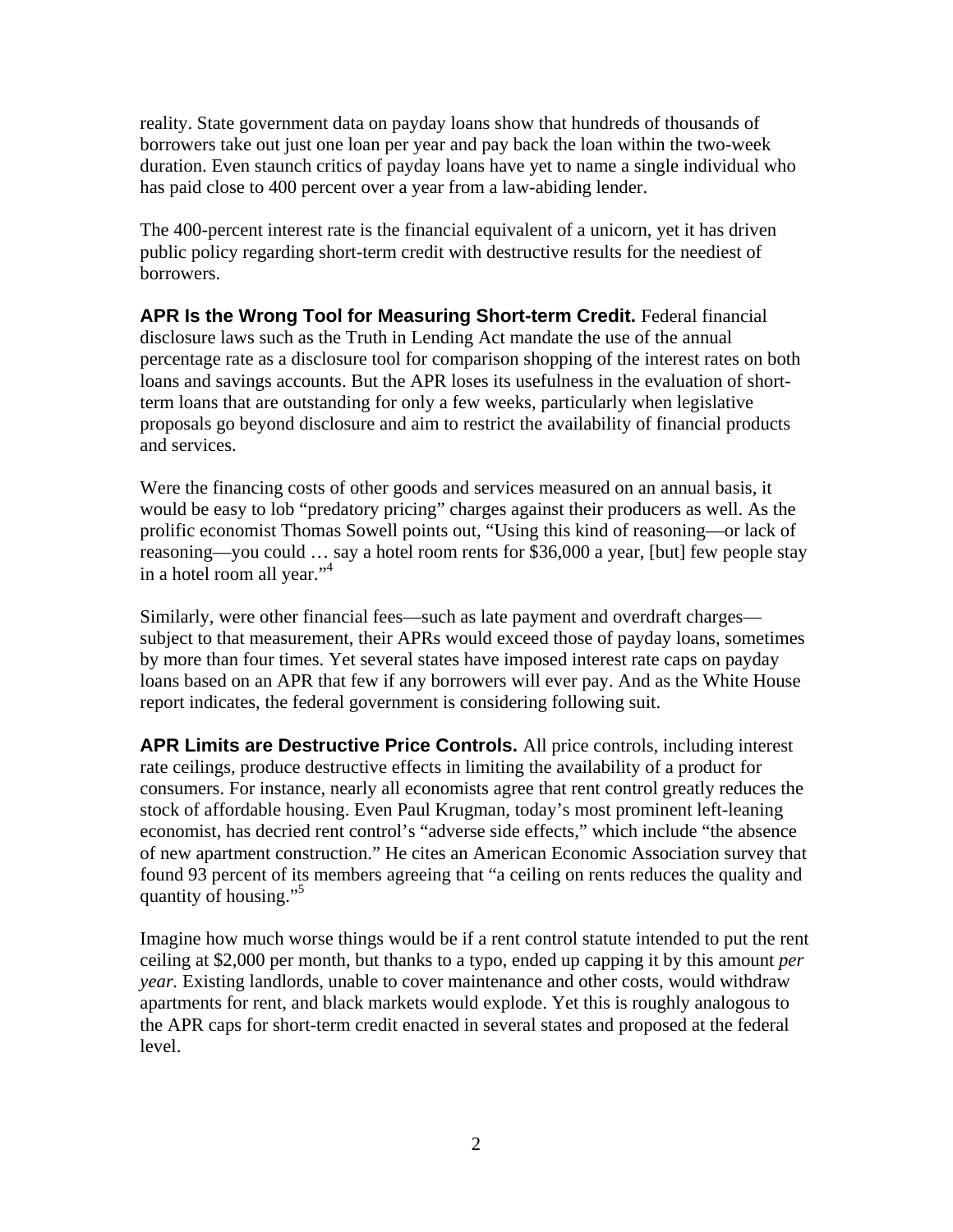reality. State government data on payday loans show that hundreds of thousands of borrowers take out just one loan per year and pay back the loan within the two-week duration. Even staunch critics of payday loans have yet to name a single individual who has paid close to 400 percent over a year from a law-abiding lender.

The 400-percent interest rate is the financial equivalent of a unicorn, yet it has driven public policy regarding short-term credit with destructive results for the neediest of borrowers.

**APR Is the Wrong Tool for Measuring Short-term Credit.** Federal financial disclosure laws such as the Truth in Lending Act mandate the use of the annual percentage rate as a disclosure tool for comparison shopping of the interest rates on both loans and savings accounts. But the APR loses its usefulness in the evaluation of short-term loans that are outstanding for only a few weeks, particularly when legislative proposals go beyond disclosure and aim to restrict the availability of financial products and services.

Were the financing costs of other goods and services measured on an annual basis, it would be easy to lob "predatory pricing" charges against their producers as well. As the prolific economist Thomas Sowell points out, "Using this kind of reasoning—or lack of reasoning—you could … say a hotel room rents for $36,000 a year, [but] few people stay in a hotel room all year."[4]

Similarly, were other financial fees—such as late payment and overdraft charges—subject to that measurement, their APRs would exceed those of payday loans, sometimes by more than four times. Yet several states have imposed interest rate caps on payday loans based on an APR that few if any borrowers will ever pay. And as the White House report indicates, the federal government is considering following suit.

**APR Limits are Destructive Price Controls.** All price controls, including interest rate ceilings, produce destructive effects in limiting the availability of a product for consumers. For instance, nearly all economists agree that rent control greatly reduces the stock of affordable housing. Even Paul Krugman, today's most prominent left-leaning economist, has decried rent control's "adverse side effects," which include "the absence of new apartment construction." He cites an American Economic Association survey that found 93 percent of its members agreeing that "a ceiling on rents reduces the quality and quantity of housing."[5]

Imagine how much worse things would be if a rent control statute intended to put the rent ceiling at $2,000 per month, but thanks to a typo, ended up capping it by this amount *per year.* Existing landlords, unable to cover maintenance and other costs, would withdraw apartments for rent, and black markets would explode. Yet this is roughly analogous to the APR caps for short-term credit enacted in several states and proposed at the federal level.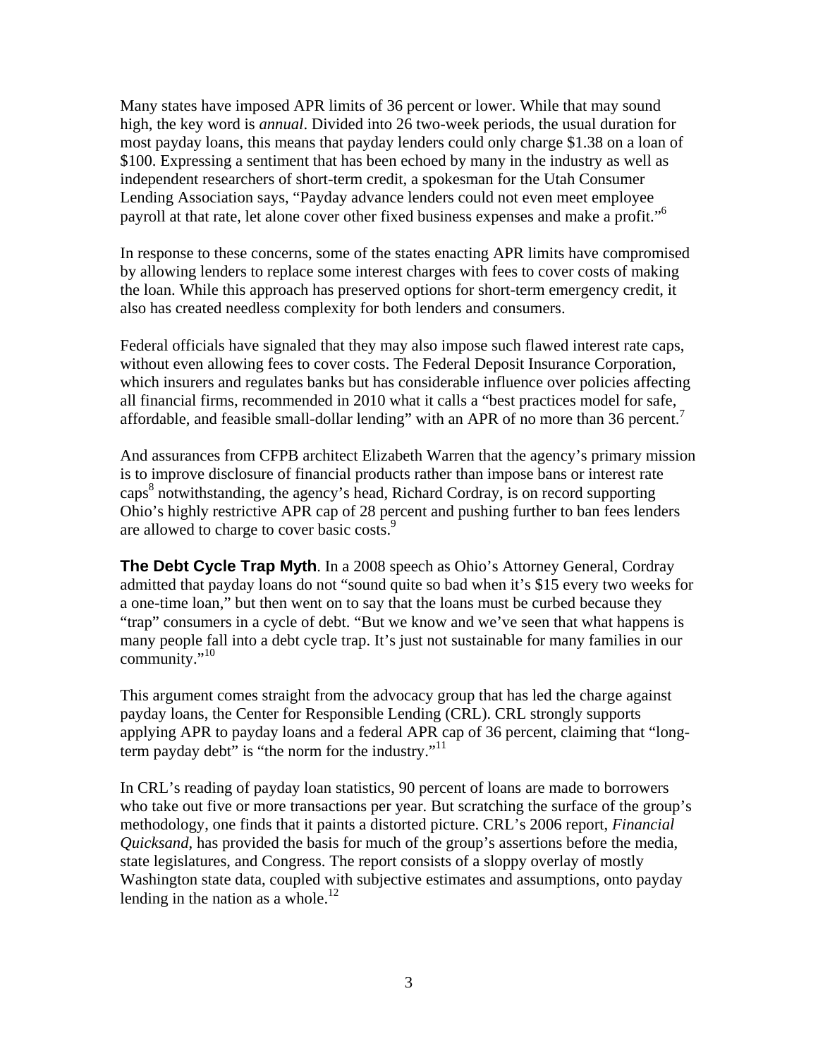Many states have imposed APR limits of 36 percent or lower. While that may sound high, the key word is *annual*. Divided into 26 two-week periods, the usual duration for most payday loans, this means that payday lenders could only charge $1.38 on a loan of $100. Expressing a sentiment that has been echoed by many in the industry as well as independent researchers of short-term credit, a spokesman for the Utah Consumer Lending Association says, "Payday advance lenders could not even meet employee payroll at that rate, let alone cover other fixed business expenses and make a profit."[6]

In response to these concerns, some of the states enacting APR limits have compromised by allowing lenders to replace some interest charges with fees to cover costs of making the loan. While this approach has preserved options for short-term emergency credit, it also has created needless complexity for both lenders and consumers.

Federal officials have signaled that they may also impose such flawed interest rate caps, without even allowing fees to cover costs. The Federal Deposit Insurance Corporation, which insurers and regulates banks but has considerable influence over policies affecting all financial firms, recommended in 2010 what it calls a "best practices model for safe, affordable, and feasible small-dollar lending" with an APR of no more than 36 percent.[7]

And assurances from CFPB architect Elizabeth Warren that the agency's primary mission is to improve disclosure of financial products rather than impose bans or interest rate caps[8] notwithstanding, the agency's head, Richard Cordray, is on record supporting Ohio's highly restrictive APR cap of 28 percent and pushing further to ban fees lenders are allowed to charge to cover basic costs.[9]

**The Debt Cycle Trap Myth**. In a 2008 speech as Ohio's Attorney General, Cordray admitted that payday loans do not "sound quite so bad when it's $15 every two weeks for a one-time loan," but then went on to say that the loans must be curbed because they "trap" consumers in a cycle of debt. "But we know and we've seen that what happens is many people fall into a debt cycle trap. It's just not sustainable for many families in our community."[10]

This argument comes straight from the advocacy group that has led the charge against payday loans, the Center for Responsible Lending (CRL). CRL strongly supports applying APR to payday loans and a federal APR cap of 36 percent, claiming that "long-term payday debt" is "the norm for the industry."[11]

In CRL's reading of payday loan statistics, 90 percent of loans are made to borrowers who take out five or more transactions per year. But scratching the surface of the group's methodology, one finds that it paints a distorted picture. CRL's 2006 report, *Financial Quicksand*, has provided the basis for much of the group's assertions before the media, state legislatures, and Congress. The report consists of a sloppy overlay of mostly Washington state data, coupled with subjective estimates and assumptions, onto payday lending in the nation as a whole.[12]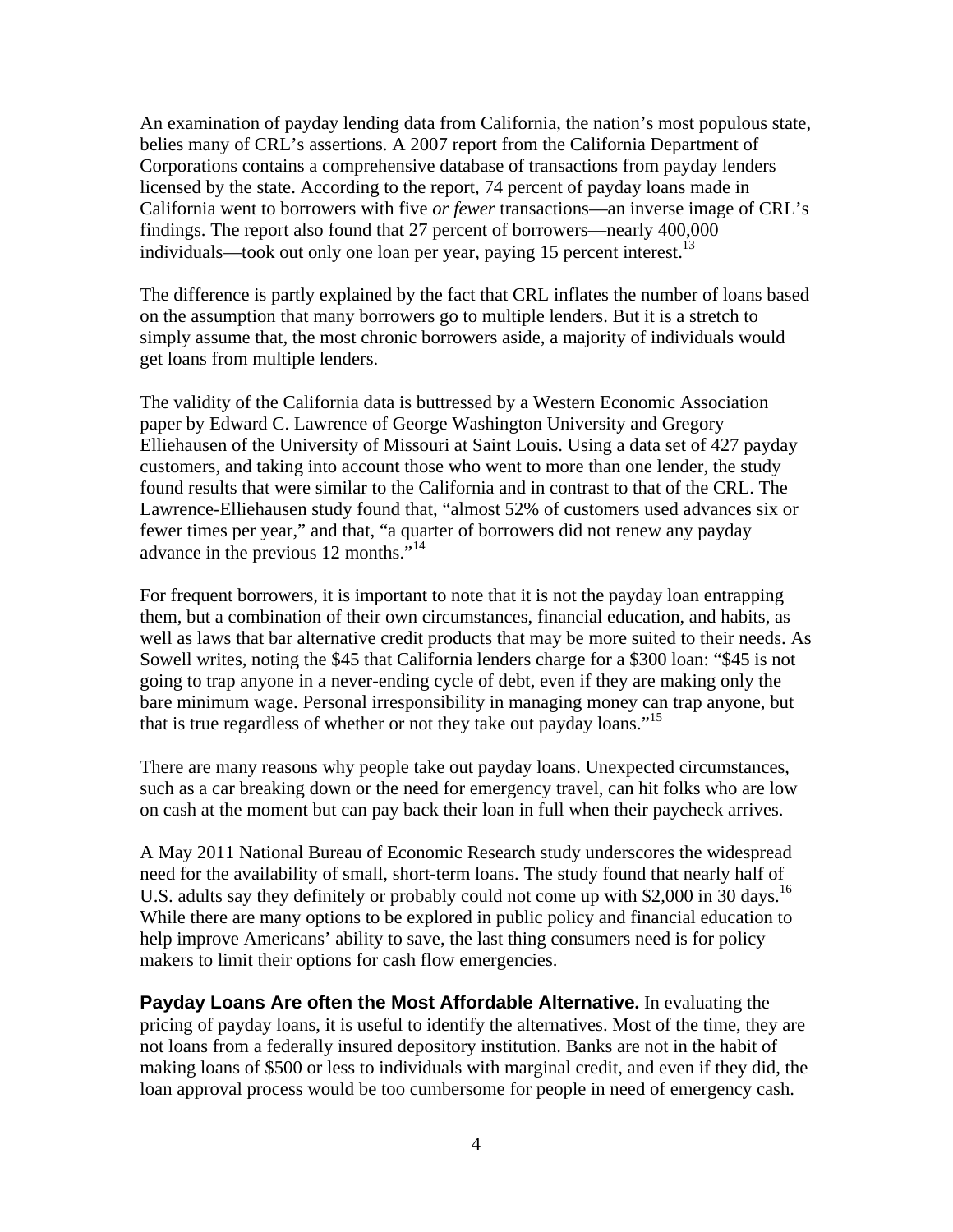An examination of payday lending data from California, the nation's most populous state, belies many of CRL's assertions. A 2007 report from the California Department of Corporations contains a comprehensive database of transactions from payday lenders licensed by the state. According to the report, 74 percent of payday loans made in California went to borrowers with five *or fewer* transactions—an inverse image of CRL's findings. The report also found that 27 percent of borrowers—nearly 400,000 individuals—took out only one loan per year, paying 15 percent interest.[13]

The difference is partly explained by the fact that CRL inflates the number of loans based on the assumption that many borrowers go to multiple lenders. But it is a stretch to simply assume that, the most chronic borrowers aside, a majority of individuals would get loans from multiple lenders.

The validity of the California data is buttressed by a Western Economic Association paper by Edward C. Lawrence of George Washington University and Gregory Elliehausen of the University of Missouri at Saint Louis. Using a data set of 427 payday customers, and taking into account those who went to more than one lender, the study found results that were similar to the California and in contrast to that of the CRL. The Lawrence-Elliehausen study found that, "almost 52% of customers used advances six or fewer times per year," and that, "a quarter of borrowers did not renew any payday advance in the previous 12 months."[14]

For frequent borrowers, it is important to note that it is not the payday loan entrapping them, but a combination of their own circumstances, financial education, and habits, as well as laws that bar alternative credit products that may be more suited to their needs. As Sowell writes, noting the $45 that California lenders charge for a $300 loan: "$45 is not going to trap anyone in a never-ending cycle of debt, even if they are making only the bare minimum wage. Personal irresponsibility in managing money can trap anyone, but that is true regardless of whether or not they take out payday loans."[15]

There are many reasons why people take out payday loans. Unexpected circumstances, such as a car breaking down or the need for emergency travel, can hit folks who are low on cash at the moment but can pay back their loan in full when their paycheck arrives.

A May 2011 National Bureau of Economic Research study underscores the widespread need for the availability of small, short-term loans. The study found that nearly half of U.S. adults say they definitely or probably could not come up with $2,000 in 30 days.[16] While there are many options to be explored in public policy and financial education to help improve Americans' ability to save, the last thing consumers need is for policy makers to limit their options for cash flow emergencies.

**Payday Loans Are often the Most Affordable Alternative.** In evaluating the pricing of payday loans, it is useful to identify the alternatives. Most of the time, they are not loans from a federally insured depository institution. Banks are not in the habit of making loans of $500 or less to individuals with marginal credit, and even if they did, the loan approval process would be too cumbersome for people in need of emergency cash.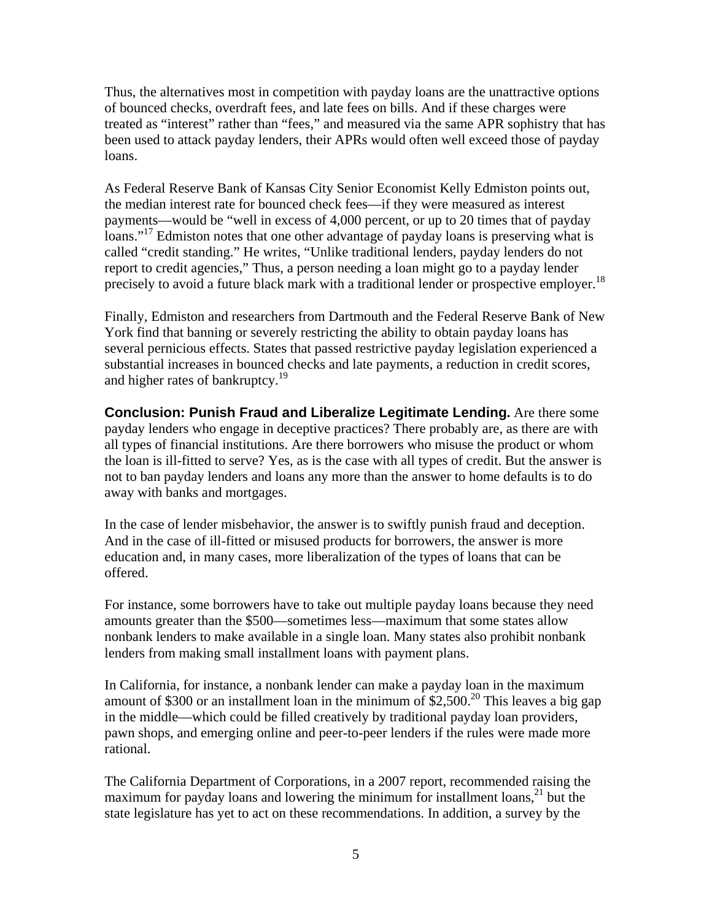Thus, the alternatives most in competition with payday loans are the unattractive options of bounced checks, overdraft fees, and late fees on bills. And if these charges were treated as "interest" rather than "fees," and measured via the same APR sophistry that has been used to attack payday lenders, their APRs would often well exceed those of payday loans.

As Federal Reserve Bank of Kansas City Senior Economist Kelly Edmiston points out, the median interest rate for bounced check fees—if they were measured as interest payments—would be "well in excess of 4,000 percent, or up to 20 times that of payday loans."[17] Edmiston notes that one other advantage of payday loans is preserving what is called "credit standing." He writes, "Unlike traditional lenders, payday lenders do not report to credit agencies," Thus, a person needing a loan might go to a payday lender precisely to avoid a future black mark with a traditional lender or prospective employer.[18]

Finally, Edmiston and researchers from Dartmouth and the Federal Reserve Bank of New York find that banning or severely restricting the ability to obtain payday loans has several pernicious effects. States that passed restrictive payday legislation experienced a substantial increases in bounced checks and late payments, a reduction in credit scores, and higher rates of bankruptcy.[19]

**Conclusion: Punish Fraud and Liberalize Legitimate Lending.** Are there some payday lenders who engage in deceptive practices? There probably are, as there are with all types of financial institutions. Are there borrowers who misuse the product or whom the loan is ill-fitted to serve? Yes, as is the case with all types of credit. But the answer is not to ban payday lenders and loans any more than the answer to home defaults is to do away with banks and mortgages.

In the case of lender misbehavior, the answer is to swiftly punish fraud and deception. And in the case of ill-fitted or misused products for borrowers, the answer is more education and, in many cases, more liberalization of the types of loans that can be offered.

For instance, some borrowers have to take out multiple payday loans because they need amounts greater than the $500—sometimes less—maximum that some states allow nonbank lenders to make available in a single loan. Many states also prohibit nonbank lenders from making small installment loans with payment plans.

In California, for instance, a nonbank lender can make a payday loan in the maximum amount of $300 or an installment loan in the minimum of $2,500.[20] This leaves a big gap in the middle—which could be filled creatively by traditional payday loan providers, pawn shops, and emerging online and peer-to-peer lenders if the rules were made more rational.

The California Department of Corporations, in a 2007 report, recommended raising the maximum for payday loans and lowering the minimum for installment loans,[21] but the state legislature has yet to act on these recommendations. In addition, a survey by the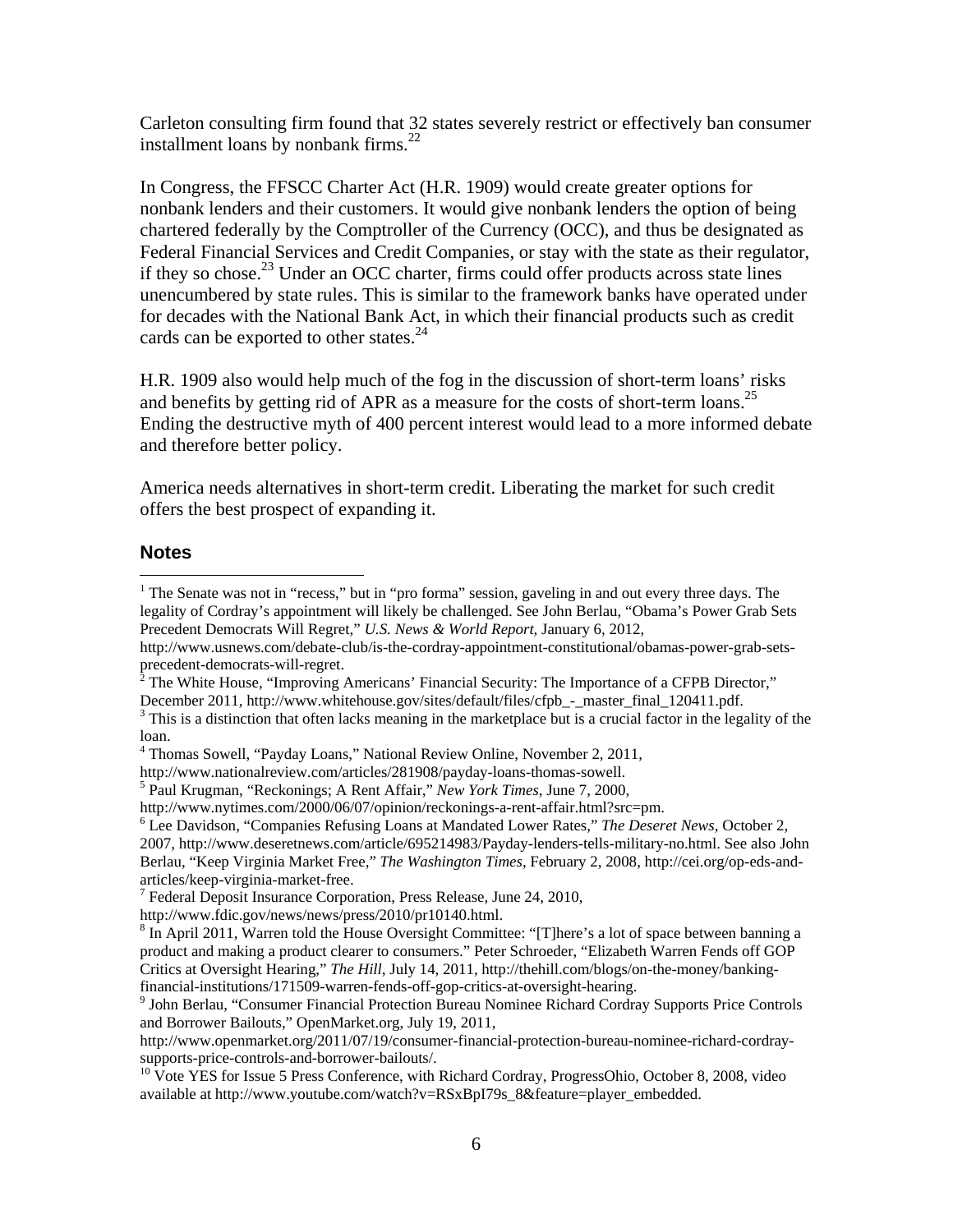Carleton consulting firm found that 32 states severely restrict or effectively ban consumer installment loans by nonbank firms.[22]

In Congress, the FFSCC Charter Act (H.R. 1909) would create greater options for nonbank lenders and their customers. It would give nonbank lenders the option of being chartered federally by the Comptroller of the Currency (OCC), and thus be designated as Federal Financial Services and Credit Companies, or stay with the state as their regulator, if they so chose.[23] Under an OCC charter, firms could offer products across state lines unencumbered by state rules. This is similar to the framework banks have operated under for decades with the National Bank Act, in which their financial products such as credit cards can be exported to other states.[24]

H.R. 1909 also would help much of the fog in the discussion of short-term loans' risks and benefits by getting rid of APR as a measure for the costs of short-term loans.[25] Ending the destructive myth of 400 percent interest would lead to a more informed debate and therefore better policy.

America needs alternatives in short-term credit. Liberating the market for such credit offers the best prospect of expanding it.

## Notes

[1] The Senate was not in "recess," but in "pro forma" session, gaveling in and out every three days. The legality of Cordray's appointment will likely be challenged. See John Berlau, "Obama's Power Grab Sets Precedent Democrats Will Regret," *U.S. News & World Report*, January 6, 2012, http://www.usnews.com/debate-club/is-the-cordray-appointment-constitutional/obamas-power-grab-sets-precedent-democrats-will-regret.

[2] The White House, "Improving Americans' Financial Security: The Importance of a CFPB Director," December 2011, http://www.whitehouse.gov/sites/default/files/cfpb_-_master_final_120411.pdf.

[3] This is a distinction that often lacks meaning in the marketplace but is a crucial factor in the legality of the loan.

[4] Thomas Sowell, "Payday Loans," National Review Online, November 2, 2011, http://www.nationalreview.com/articles/281908/payday-loans-thomas-sowell.

[5] Paul Krugman, "Reckonings; A Rent Affair," *New York Times*, June 7, 2000, http://www.nytimes.com/2000/06/07/opinion/reckonings-a-rent-affair.html?src=pm.

[6] Lee Davidson, "Companies Refusing Loans at Mandated Lower Rates," *The Deseret News*, October 2, 2007, http://www.deseretnews.com/article/695214983/Payday-lenders-tells-military-no.html. See also John Berlau, "Keep Virginia Market Free," *The Washington Times*, February 2, 2008, http://cei.org/op-eds-and-articles/keep-virginia-market-free.

[7] Federal Deposit Insurance Corporation, Press Release, June 24, 2010, http://www.fdic.gov/news/news/press/2010/pr10140.html.

[8] In April 2011, Warren told the House Oversight Committee: "[T]here's a lot of space between banning a product and making a product clearer to consumers." Peter Schroeder, "Elizabeth Warren Fends off GOP Critics at Oversight Hearing," *The Hill*, July 14, 2011, http://thehill.com/blogs/on-the-money/banking-financial-institutions/171509-warren-fends-off-gop-critics-at-oversight-hearing.

[9] John Berlau, "Consumer Financial Protection Bureau Nominee Richard Cordray Supports Price Controls and Borrower Bailouts," OpenMarket.org, July 19, 2011, http://www.openmarket.org/2011/07/19/consumer-financial-protection-bureau-nominee-richard-cordray-supports-price-controls-and-borrower-bailouts/.

[10] Vote YES for Issue 5 Press Conference, with Richard Cordray, ProgressOhio, October 8, 2008, video available at http://www.youtube.com/watch?v=RSxBpI79s_8&feature=player_embedded.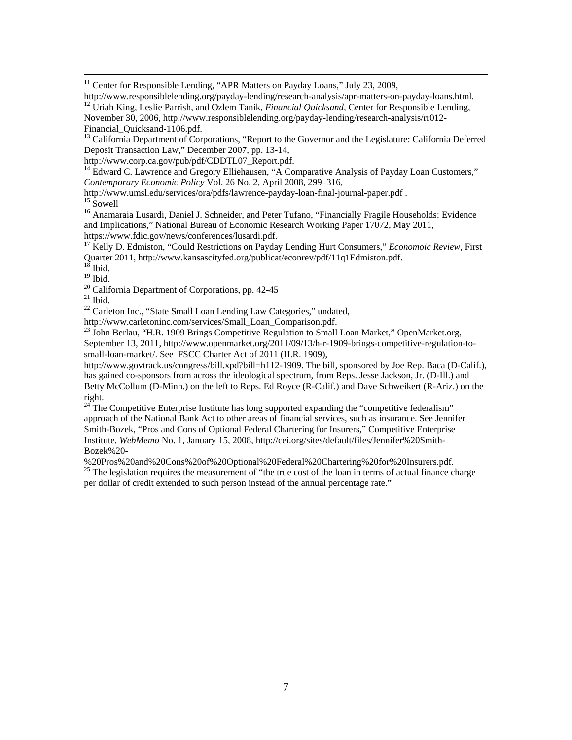[11] Center for Responsible Lending, "APR Matters on Payday Loans," July 23, 2009, http://www.responsiblelending.org/payday-lending/research-analysis/apr-matters-on-payday-loans.html.

[12] Uriah King, Leslie Parrish, and Ozlem Tanik, *Financial Quicksand*, Center for Responsible Lending, November 30, 2006, http://www.responsiblelending.org/payday-lending/research-analysis/rr012-Financial_Quicksand-1106.pdf.

[13] California Department of Corporations, "Report to the Governor and the Legislature: California Deferred Deposit Transaction Law," December 2007, pp. 13-14, http://www.corp.ca.gov/pub/pdf/CDDTL07_Report.pdf.

[14] Edward C. Lawrence and Gregory Elliehausen, "A Comparative Analysis of Payday Loan Customers," *Contemporary Economic Policy* Vol. 26 No. 2, April 2008, 299–316, http://www.umsl.edu/services/ora/pdfs/lawrence-payday-loan-final-journal-paper.pdf .

[15] Sowell

[16] Anamaraia Lusardi, Daniel J. Schneider, and Peter Tufano, "Financially Fragile Households: Evidence and Implications," National Bureau of Economic Research Working Paper 17072, May 2011, https://www.fdic.gov/news/conferences/lusardi.pdf.

[17] Kelly D. Edmiston, "Could Restrictions on Payday Lending Hurt Consumers," *Economoic Review*, First Quarter 2011, http://www.kansascityfed.org/publicat/econrev/pdf/11q1Edmiston.pdf.

[18] Ibid.

[19] Ibid.

[20] California Department of Corporations, pp. 42-45

[21] Ibid.

[22] Carleton Inc., "State Small Loan Lending Law Categories," undated, http://www.carletoninc.com/services/Small_Loan_Comparison.pdf.

[23] John Berlau, "H.R. 1909 Brings Competitive Regulation to Small Loan Market," OpenMarket.org, September 13, 2011, http://www.openmarket.org/2011/09/13/h-r-1909-brings-competitive-regulation-to-small-loan-market/. See FSCC Charter Act of 2011 (H.R. 1909), http://www.govtrack.us/congress/bill.xpd?bill=h112-1909. The bill, sponsored by Joe Rep. Baca (D-Calif.), has gained co-sponsors from across the ideological spectrum, from Reps. Jesse Jackson, Jr. (D-Ill.) and Betty McCollum (D-Minn.) on the left to Reps. Ed Royce (R-Calif.) and Dave Schweikert (R-Ariz.) on the right.

[24] The Competitive Enterprise Institute has long supported expanding the "competitive federalism" approach of the National Bank Act to other areas of financial services, such as insurance. See Jennifer Smith-Bozek, "Pros and Cons of Optional Federal Chartering for Insurers," Competitive Enterprise Institute, *WebMemo* No. 1, January 15, 2008, http://cei.org/sites/default/files/Jennifer%20Smith-Bozek%20-%20Pros%20and%20Cons%20of%20Optional%20Federal%20Chartering%20for%20Insurers.pdf.

[25] The legislation requires the measurement of "the true cost of the loan in terms of actual finance charge per dollar of credit extended to such person instead of the annual percentage rate."